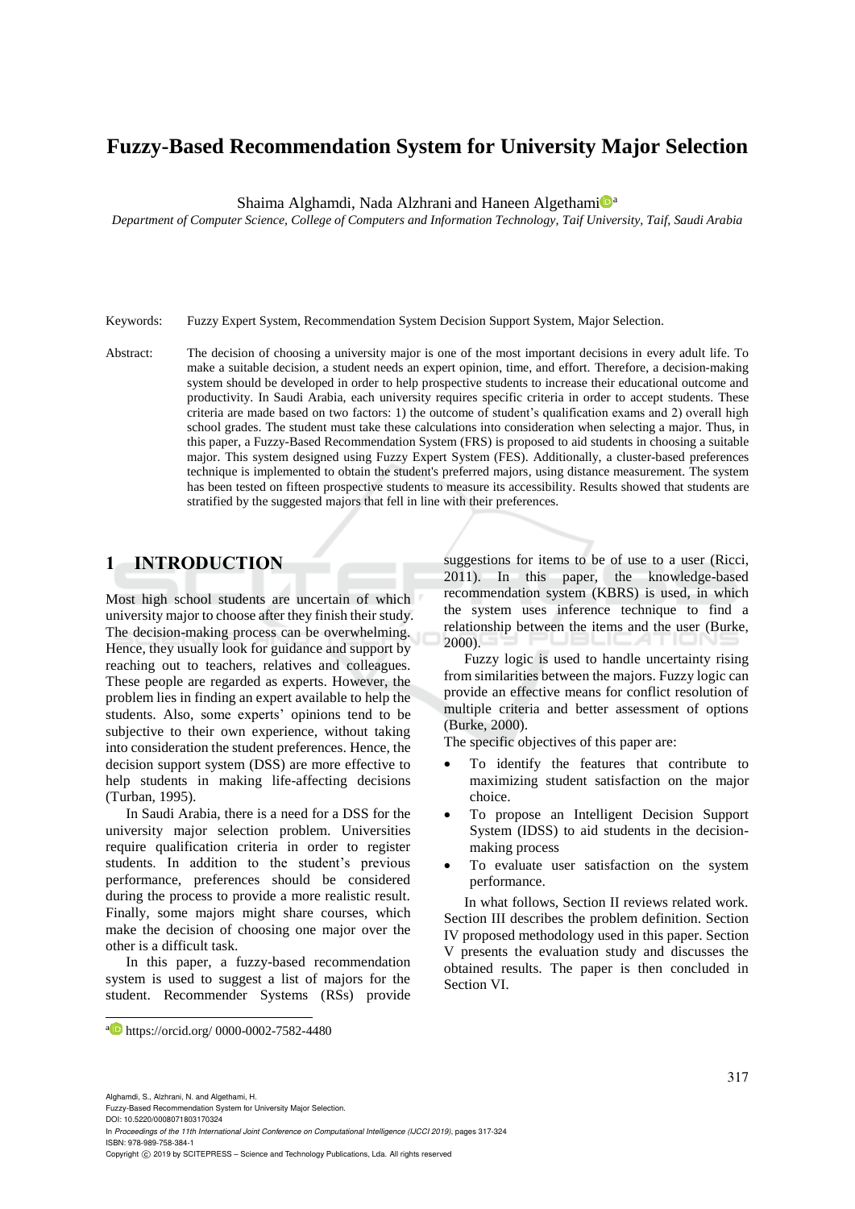# Fuzzy-Based Recommendation System for University Major Selection

Shaima Alghamdi, Nada Alzhrani and Haneen Algethami[a]

*Department of Computer Science, College of Computers and Information Technology, Taif University, Taif, Saudi Arabia*

Keywords: Fuzzy Expert System, Recommendation System Decision Support System, Major Selection.

Abstract: The decision of choosing a university major is one of the most important decisions in every adult life. To make a suitable decision, a student needs an expert opinion, time, and effort. Therefore, a decision-making system should be developed in order to help prospective students to increase their educational outcome and productivity. In Saudi Arabia, each university requires specific criteria in order to accept students. These criteria are made based on two factors: 1) the outcome of student's qualification exams and 2) overall high school grades. The student must take these calculations into consideration when selecting a major. Thus, in this paper, a Fuzzy-Based Recommendation System (FRS) is proposed to aid students in choosing a suitable major. This system designed using Fuzzy Expert System (FES). Additionally, a cluster-based preferences technique is implemented to obtain the student's preferred majors, using distance measurement. The system has been tested on fifteen prospective students to measure its accessibility. Results showed that students are stratified by the suggested majors that fell in line with their preferences.

## 1 INTRODUCTION

Most high school students are uncertain of which university major to choose after they finish their study. The decision-making process can be overwhelming. Hence, they usually look for guidance and support by reaching out to teachers, relatives and colleagues. These people are regarded as experts. However, the problem lies in finding an expert available to help the students. Also, some experts' opinions tend to be subjective to their own experience, without taking into consideration the student preferences. Hence, the decision support system (DSS) are more effective to help students in making life-affecting decisions (Turban, 1995).

In Saudi Arabia, there is a need for a DSS for the university major selection problem. Universities require qualification criteria in order to register students. In addition to the student's previous performance, preferences should be considered during the process to provide a more realistic result. Finally, some majors might share courses, which make the decision of choosing one major over the other is a difficult task.

In this paper, a fuzzy-based recommendation system is used to suggest a list of majors for the student. Recommender Systems (RSs) provide suggestions for items to be of use to a user (Ricci, 2011). In this paper, the knowledge-based recommendation system (KBRS) is used, in which the system uses inference technique to find a relationship between the items and the user (Burke, 2000).

Fuzzy logic is used to handle uncertainty rising from similarities between the majors. Fuzzy logic can provide an effective means for conflict resolution of multiple criteria and better assessment of options (Burke, 2000).

The specific objectives of this paper are:

- To identify the features that contribute to maximizing student satisfaction on the major choice.
- To propose an Intelligent Decision Support System (IDSS) to aid students in the decision-making process
- To evaluate user satisfaction on the system performance.

In what follows, Section II reviews related work. Section III describes the problem definition. Section IV proposed methodology used in this paper. Section V presents the evaluation study and discusses the obtained results. The paper is then concluded in Section VI.

---

[a] https://orcid.org/ 0000-0002-7582-4480

Alghamdi, S., Alzhrani, N. and Algethami, H.
Fuzzy-Based Recommendation System for University Major Selection.
DOI: 10.5220/0008071803170324
In *Proceedings of the 11th International Joint Conference on Computational Intelligence (IJCCI 2019)*, pages 317-324
ISBN: 978-989-758-384-1
Copyright © 2019 by SCITEPRESS – Science and Technology Publications, Lda. All rights reserved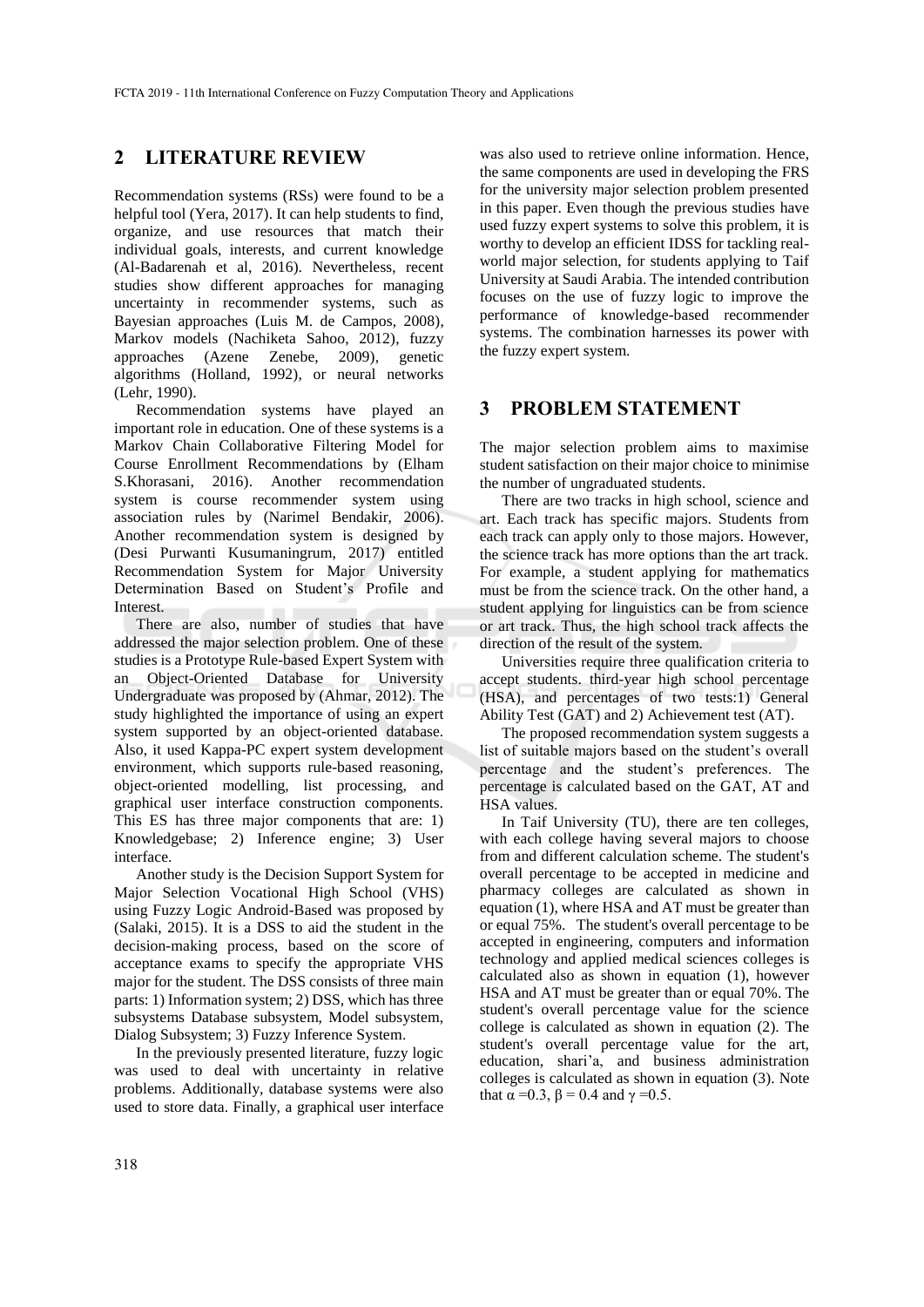## 2 LITERATURE REVIEW

Recommendation systems (RSs) were found to be a helpful tool (Yera, 2017). It can help students to find, organize, and use resources that match their individual goals, interests, and current knowledge (Al-Badarenah et al, 2016). Nevertheless, recent studies show different approaches for managing uncertainty in recommender systems, such as Bayesian approaches (Luis M. de Campos, 2008), Markov models (Nachiketa Sahoo, 2012), fuzzy approaches (Azene Zenebe, 2009), genetic algorithms (Holland, 1992), or neural networks (Lehr, 1990).

Recommendation systems have played an important role in education. One of these systems is a Markov Chain Collaborative Filtering Model for Course Enrollment Recommendations by (Elham S.Khorasani, 2016). Another recommendation system is course recommender system using association rules by (Narimel Bendakir, 2006). Another recommendation system is designed by (Desi Purwanti Kusumaningrum, 2017) entitled Recommendation System for Major University Determination Based on Student's Profile and Interest.

There are also, number of studies that have addressed the major selection problem. One of these studies is a Prototype Rule-based Expert System with an Object-Oriented Database for University Undergraduate was proposed by (Ahmar, 2012). The study highlighted the importance of using an expert system supported by an object-oriented database. Also, it used Kappa-PC expert system development environment, which supports rule-based reasoning, object-oriented modelling, list processing, and graphical user interface construction components. This ES has three major components that are: 1) Knowledgebase; 2) Inference engine; 3) User interface.

Another study is the Decision Support System for Major Selection Vocational High School (VHS) using Fuzzy Logic Android-Based was proposed by (Salaki, 2015). It is a DSS to aid the student in the decision-making process, based on the score of acceptance exams to specify the appropriate VHS major for the student. The DSS consists of three main parts: 1) Information system; 2) DSS, which has three subsystems Database subsystem, Model subsystem, Dialog Subsystem; 3) Fuzzy Inference System.

In the previously presented literature, fuzzy logic was used to deal with uncertainty in relative problems. Additionally, database systems were also used to store data. Finally, a graphical user interface was also used to retrieve online information. Hence, the same components are used in developing the FRS for the university major selection problem presented in this paper. Even though the previous studies have used fuzzy expert systems to solve this problem, it is worthy to develop an efficient IDSS for tackling real-world major selection, for students applying to Taif University at Saudi Arabia. The intended contribution focuses on the use of fuzzy logic to improve the performance of knowledge-based recommender systems. The combination harnesses its power with the fuzzy expert system.

## 3 PROBLEM STATEMENT

The major selection problem aims to maximise student satisfaction on their major choice to minimise the number of ungraduated students.

There are two tracks in high school, science and art. Each track has specific majors. Students from each track can apply only to those majors. However, the science track has more options than the art track. For example, a student applying for mathematics must be from the science track. On the other hand, a student applying for linguistics can be from science or art track. Thus, the high school track affects the direction of the result of the system.

Universities require three qualification criteria to accept students. third-year high school percentage (HSA), and percentages of two tests:1) General Ability Test (GAT) and 2) Achievement test (AT).

The proposed recommendation system suggests a list of suitable majors based on the student's overall percentage and the student's preferences. The percentage is calculated based on the GAT, AT and HSA values.

In Taif University (TU), there are ten colleges, with each college having several majors to choose from and different calculation scheme. The student's overall percentage to be accepted in medicine and pharmacy colleges are calculated as shown in equation (1), where HSA and AT must be greater than or equal 75%. The student's overall percentage to be accepted in engineering, computers and information technology and applied medical sciences colleges is calculated also as shown in equation (1), however HSA and AT must be greater than or equal 70%. The student's overall percentage value for the science college is calculated as shown in equation (2). The student's overall percentage value for the art, education, shari'a, and business administration colleges is calculated as shown in equation (3). Note that $\alpha = 0.3$, $\beta = 0.4$ and $\gamma = 0.5$.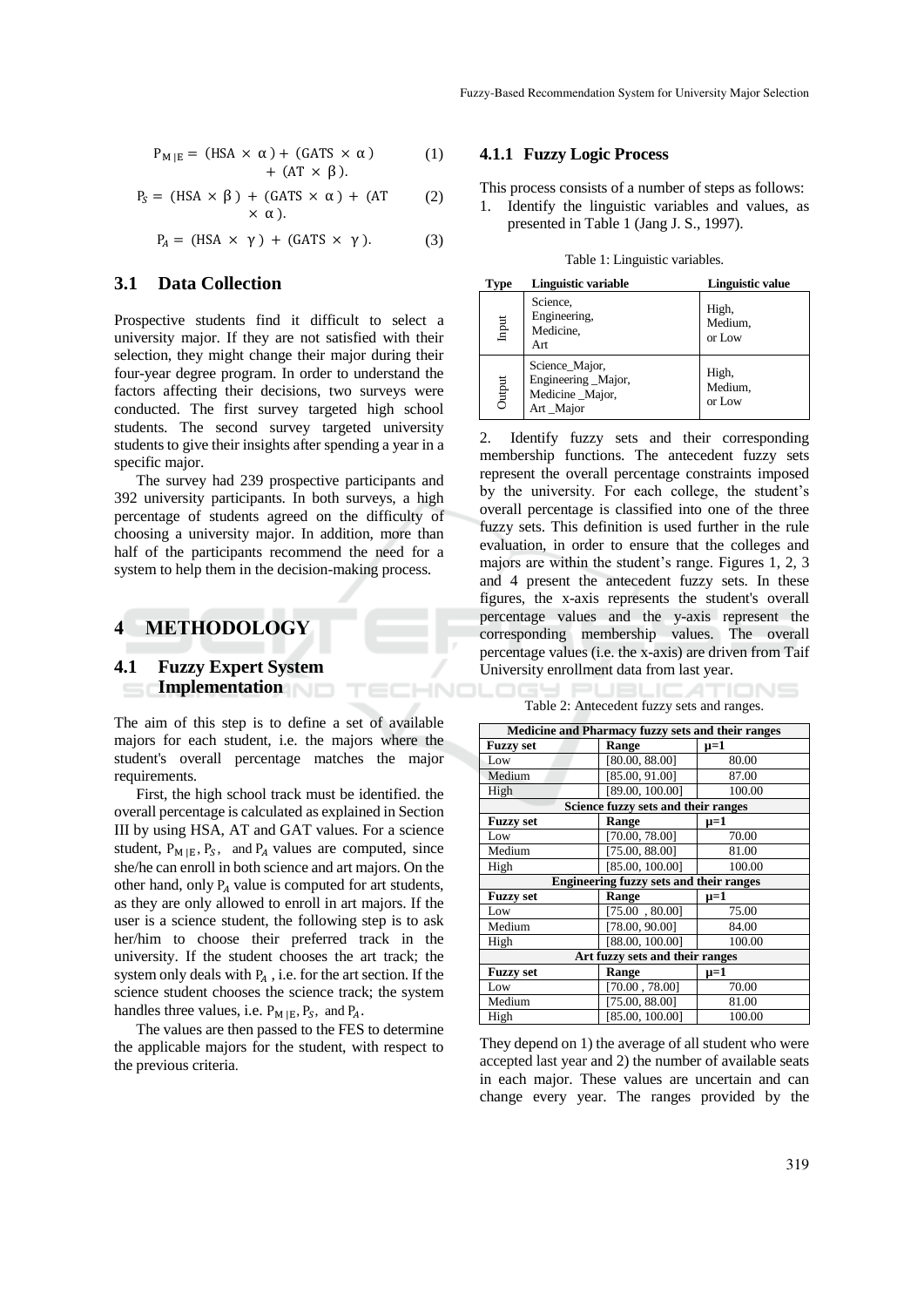$$P_{M|E} = (HSA \times \alpha) + (GATS \times \alpha) + (AT \times \beta). \quad (1)$$

$$P_S = (HSA \times \beta) + (GATS \times \alpha) + (AT \times \alpha). \quad (2)$$

$$P_A = (HSA \times \gamma) + (GATS \times \gamma). \quad (3)$$

## 3.1 Data Collection

Prospective students find it difficult to select a university major. If they are not satisfied with their selection, they might change their major during their four-year degree program. In order to understand the factors affecting their decisions, two surveys were conducted. The first survey targeted high school students. The second survey targeted university students to give their insights after spending a year in a specific major.

The survey had 239 prospective participants and 392 university participants. In both surveys, a high percentage of students agreed on the difficulty of choosing a university major. In addition, more than half of the participants recommend the need for a system to help them in the decision-making process.

# 4 METHODOLOGY

## 4.1 Fuzzy Expert System Implementation

The aim of this step is to define a set of available majors for each student, i.e. the majors where the student's overall percentage matches the major requirements.

First, the high school track must be identified. the overall percentage is calculated as explained in Section III by using HSA, AT and GAT values. For a science student, $P_{M|E}$, $P_S$, and $P_A$ values are computed, since she/he can enroll in both science and art majors. On the other hand, only $P_A$ value is computed for art students, as they are only allowed to enroll in art majors. If the user is a science student, the following step is to ask her/him to choose their preferred track in the university. If the student chooses the art track; the system only deals with $P_A$, i.e. for the art section. If the science student chooses the science track; the system handles three values, i.e. $P_{M|E}$, $P_S$, and $P_A$.

The values are then passed to the FES to determine the applicable majors for the student, with respect to the previous criteria.

### 4.1.1 Fuzzy Logic Process

This process consists of a number of steps as follows:

1. Identify the linguistic variables and values, as presented in Table 1 (Jang J. S., 1997).

Table 1: Linguistic variables.

| Type | Linguistic variable | Linguistic value |
|---|---|---|
| Input | Science, Engineering, Medicine, Art | High, Medium, or Low |
| Output | Science_Major, Engineering _Major, Medicine _Major, Art _Major | High, Medium, or Low |

2. Identify fuzzy sets and their corresponding membership functions. The antecedent fuzzy sets represent the overall percentage constraints imposed by the university. For each college, the student's overall percentage is classified into one of the three fuzzy sets. This definition is used further in the rule evaluation, in order to ensure that the colleges and majors are within the student's range. Figures 1, 2, 3 and 4 present the antecedent fuzzy sets. In these figures, the x-axis represents the student's overall percentage values and the y-axis represent the corresponding membership values. The overall percentage values (i.e. the x-axis) are driven from Taif University enrollment data from last year.

Table 2: Antecedent fuzzy sets and ranges.

| Medicine and Pharmacy fuzzy sets and their ranges | | |
|---|---|---|
| **Fuzzy set** | **Range** | **μ=1** |
| Low | [80.00, 88.00] | 80.00 |
| Medium | [85.00, 91.00] | 87.00 |
| High | [89.00, 100.00] | 100.00 |
| **Science fuzzy sets and their ranges** | | |
| **Fuzzy set** | **Range** | **μ=1** |
| Low | [70.00, 78.00] | 70.00 |
| Medium | [75.00, 88.00] | 81.00 |
| High | [85.00, 100.00] | 100.00 |
| **Engineering fuzzy sets and their ranges** | | |
| **Fuzzy set** | **Range** | **μ=1** |
| Low | [75.00 , 80.00] | 75.00 |
| Medium | [78.00, 90.00] | 84.00 |
| High | [88.00, 100.00] | 100.00 |
| **Art fuzzy sets and their ranges** | | |
| **Fuzzy set** | **Range** | **μ=1** |
| Low | [70.00 , 78.00] | 70.00 |
| Medium | [75.00, 88.00] | 81.00 |
| High | [85.00, 100.00] | 100.00 |

They depend on 1) the average of all student who were accepted last year and 2) the number of available seats in each major. These values are uncertain and can change every year. The ranges provided by the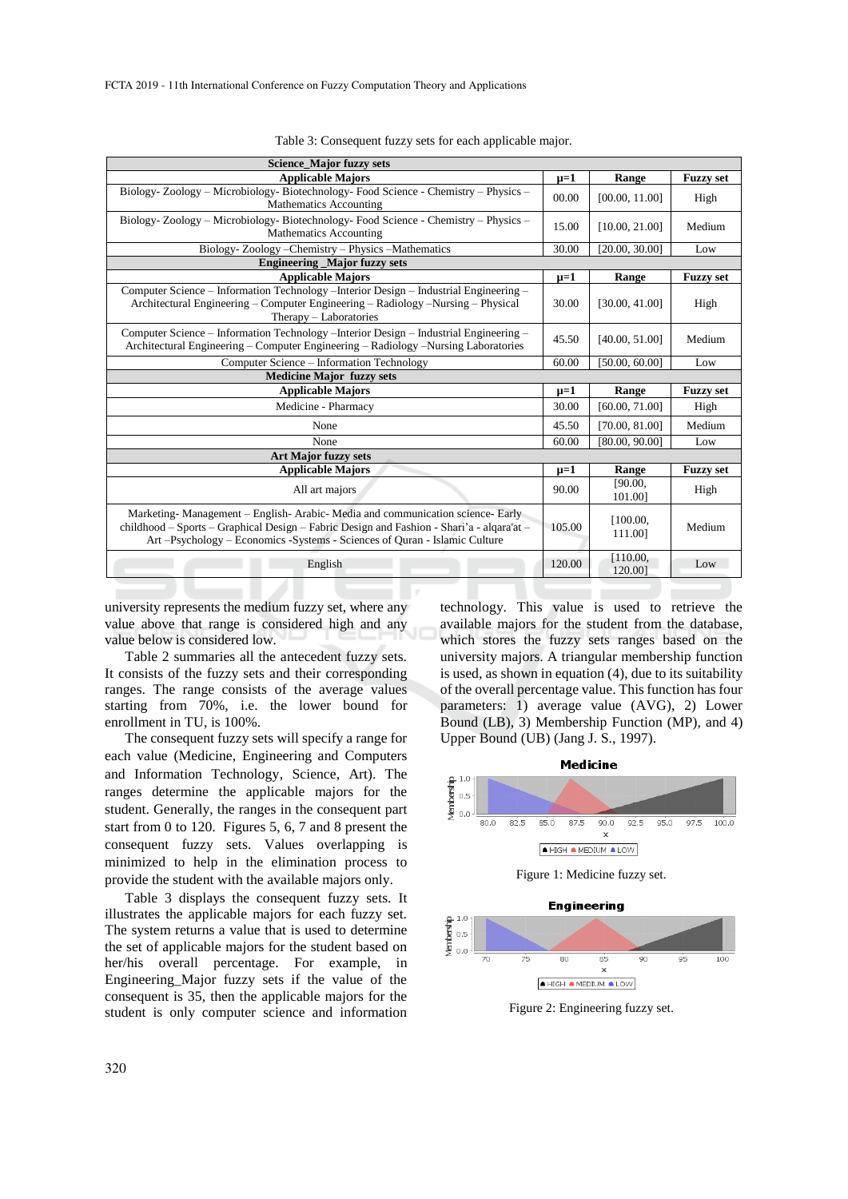Table 3: Consequent fuzzy sets for each applicable major.

| Applicable Majors | μ=1 | Range | Fuzzy set |
|---|---|---|---|
| **Science_Major fuzzy sets** | | | |
| **Applicable Majors** | **μ=1** | **Range** | **Fuzzy set** |
| Biology- Zoology – Microbiology- Biotechnology- Food Science - Chemistry – Physics – Mathematics Accounting | 00.00 | [00.00, 11.00] | High |
| Biology- Zoology – Microbiology- Biotechnology- Food Science - Chemistry – Physics – Mathematics Accounting | 15.00 | [10.00, 21.00] | Medium |
| Biology- Zoology –Chemistry – Physics –Mathematics | 30.00 | [20.00, 30.00] | Low |
| **Engineering _Major fuzzy sets** | | | |
| **Applicable Majors** | **μ=1** | **Range** | **Fuzzy set** |
| Computer Science – Information Technology –Interior Design – Industrial Engineering – Architectural Engineering – Computer Engineering – Radiology –Nursing – Physical Therapy – Laboratories | 30.00 | [30.00, 41.00] | High |
| Computer Science – Information Technology –Interior Design – Industrial Engineering – Architectural Engineering – Computer Engineering – Radiology –Nursing Laboratories | 45.50 | [40.00, 51.00] | Medium |
| Computer Science – Information Technology | 60.00 | [50.00, 60.00] | Low |
| **Medicine Major fuzzy sets** | | | |
| **Applicable Majors** | **μ=1** | **Range** | **Fuzzy set** |
| Medicine - Pharmacy | 30.00 | [60.00, 71.00] | High |
| None | 45.50 | [70.00, 81.00] | Medium |
| None | 60.00 | [80.00, 90.00] | Low |
| **Art Major fuzzy sets** | | | |
| **Applicable Majors** | **μ=1** | **Range** | **Fuzzy set** |
| All art majors | 90.00 | [90.00, 101.00] | High |
| Marketing- Management – English- Arabic- Media and communication science- Early childhood – Sports – Graphical Design – Fabric Design and Fashion - Shari'a - alqara'at – Art –Psychology – Economics -Systems - Sciences of Quran - Islamic Culture | 105.00 | [100.00, 111.00] | Medium |
| English | 120.00 | [110.00, 120.00] | Low |

university represents the medium fuzzy set, where any value above that range is considered high and any value below is considered low.

Table 2 summaries all the antecedent fuzzy sets. It consists of the fuzzy sets and their corresponding ranges. The range consists of the average values starting from 70%, i.e. the lower bound for enrollment in TU, is 100%.

The consequent fuzzy sets will specify a range for each value (Medicine, Engineering and Computers and Information Technology, Science, Art). The ranges determine the applicable majors for the student. Generally, the ranges in the consequent part start from 0 to 120. Figures 5, 6, 7 and 8 present the consequent fuzzy sets. Values overlapping is minimized to help in the elimination process to provide the student with the available majors only.

Table 3 displays the consequent fuzzy sets. It illustrates the applicable majors for each fuzzy set. The system returns a value that is used to determine the set of applicable majors for the student based on her/his overall percentage. For example, in Engineering_Major fuzzy sets if the value of the consequent is 35, then the applicable majors for the student is only computer science and information technology. This value is used to retrieve the available majors for the student from the database, which stores the fuzzy sets ranges based on the university majors. A triangular membership function is used, as shown in equation (4), due to its suitability of the overall percentage value. This function has four parameters: 1) average value (AVG), 2) Lower Bound (LB), 3) Membership Function (MP), and 4) Upper Bound (UB) (Jang J. S., 1997).

Figure 1: Medicine fuzzy set.

Figure 2: Engineering fuzzy set.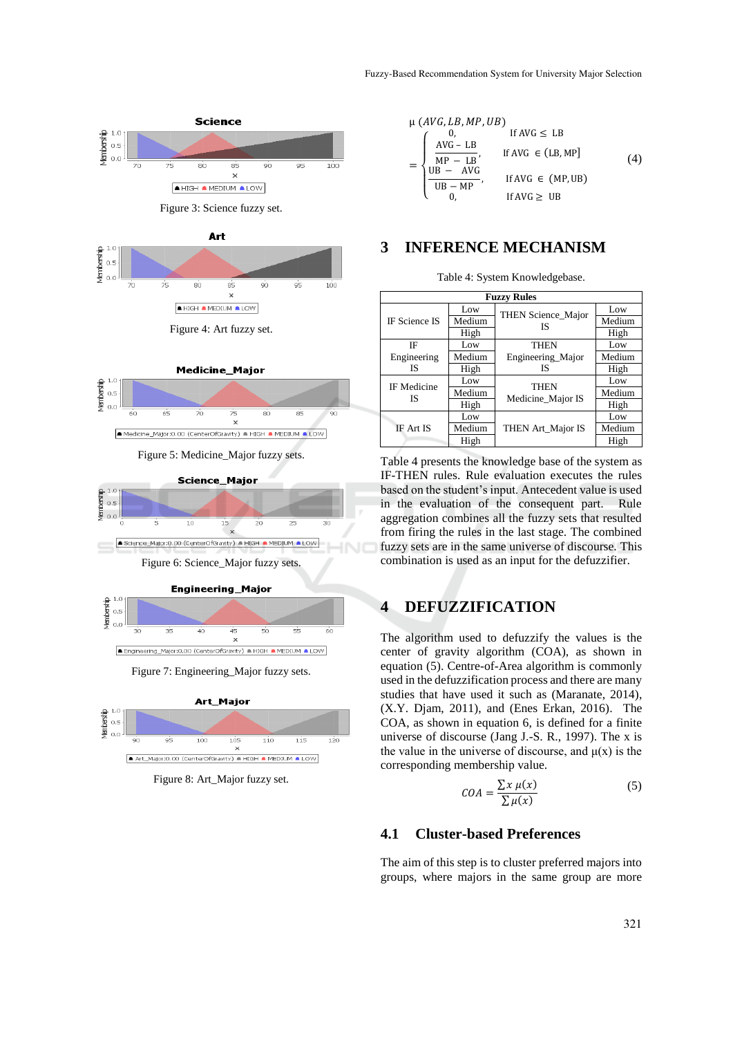Figure 3: Science fuzzy set.

Figure 4: Art fuzzy set.

Figure 5: Medicine_Major fuzzy sets.

Figure 6: Science_Major fuzzy sets.

Figure 7: Engineering_Major fuzzy sets.

Figure 8: Art_Major fuzzy set.

$$\mu\,(AVG, LB, MP, UB) = \begin{cases} 0, & \text{If AVG} \leq \text{LB} \\ \dfrac{AVG - LB}{MP - LB}, & \text{If AVG} \in (\text{LB}, \text{MP}] \\ \dfrac{UB - AVG}{UB - MP}, & \text{If AVG} \in (\text{MP}, \text{UB}) \\ 0, & \text{If AVG} \geq \text{UB} \end{cases} \tag{4}$$

## 3 INFERENCE MECHANISM

Table 4: System Knowledgebase.

| Fuzzy Rules | | | |
|---|---|---|---|
| IF Science IS | Low | THEN Science_Major IS | Low |
| | Medium | | Medium |
| | High | | High |
| IF Engineering IS | Low | THEN Engineering_Major IS | Low |
| | Medium | | Medium |
| | High | | High |
| IF Medicine IS | Low | THEN Medicine_Major IS | Low |
| | Medium | | Medium |
| | High | | High |
| IF Art IS | Low | THEN Art_Major IS | Low |
| | Medium | | Medium |
| | High | | High |

Table 4 presents the knowledge base of the system as IF-THEN rules. Rule evaluation executes the rules based on the student's input. Antecedent value is used in the evaluation of the consequent part. Rule aggregation combines all the fuzzy sets that resulted from firing the rules in the last stage. The combined fuzzy sets are in the same universe of discourse. This combination is used as an input for the defuzzifier.

## 4 DEFUZZIFICATION

The algorithm used to defuzzify the values is the center of gravity algorithm (COA), as shown in equation (5). Centre-of-Area algorithm is commonly used in the defuzzification process and there are many studies that have used it such as (Maranate, 2014), (X.Y. Djam, 2011), and (Enes Erkan, 2016). The COA, as shown in equation 6, is defined for a finite universe of discourse (Jang J.-S. R., 1997). The x is the value in the universe of discourse, and μ(x) is the corresponding membership value.

$$COA = \frac{\sum x\,\mu(x)}{\sum \mu(x)} \tag{5}$$

### 4.1 Cluster-based Preferences

The aim of this step is to cluster preferred majors into groups, where majors in the same group are more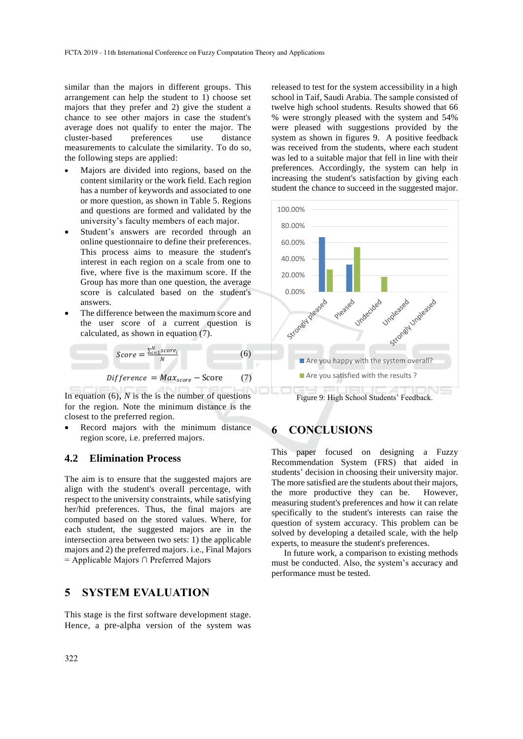similar than the majors in different groups. This arrangement can help the student to 1) choose set majors that they prefer and 2) give the student a chance to see other majors in case the student's average does not qualify to enter the major. The cluster-based preferences use distance measurements to calculate the similarity. To do so, the following steps are applied:

- Majors are divided into regions, based on the content similarity or the work field. Each region has a number of keywords and associated to one or more question, as shown in Table 5. Regions and questions are formed and validated by the university's faculty members of each major.
- Student's answers are recorded through an online questionnaire to define their preferences. This process aims to measure the student's interest in each region on a scale from one to five, where five is the maximum score. If the Group has more than one question, the average score is calculated based on the student's answers.
- The difference between the maximum score and the user score of a current question is calculated, as shown in equation (7).

$$Score = \frac{\sum_{i=1}^{N} score_i}{N} \quad (6)$$

$$Difference = Max_{score} - \text{Score} \quad (7)$$

In equation (6), $N$ is the is the number of questions for the region. Note the minimum distance is the closest to the preferred region.

- Record majors with the minimum distance region score, i.e. preferred majors.

### 4.2 Elimination Process

The aim is to ensure that the suggested majors are align with the student's overall percentage, with respect to the university constraints, while satisfying her/hid preferences. Thus, the final majors are computed based on the stored values. Where, for each student, the suggested majors are in the intersection area between two sets: 1) the applicable majors and 2) the preferred majors. i.e., Final Majors = Applicable Majors ∩ Preferred Majors

## 5 SYSTEM EVALUATION

This stage is the first software development stage. Hence, a pre-alpha version of the system was released to test for the system accessibility in a high school in Taif, Saudi Arabia. The sample consisted of twelve high school students. Results showed that 66 % were strongly pleased with the system and 54% were pleased with suggestions provided by the system as shown in figures 9. A positive feedback was received from the students, where each student was led to a suitable major that fell in line with their preferences. Accordingly, the system can help in increasing the student's satisfaction by giving each student the chance to succeed in the suggested major.

Figure 9: High School Students' Feedback.

## 6 CONCLUSIONS

This paper focused on designing a Fuzzy Recommendation System (FRS) that aided in students' decision in choosing their university major. The more satisfied are the students about their majors, the more productive they can be. However, measuring student's preferences and how it can relate specifically to the student's interests can raise the question of system accuracy. This problem can be solved by developing a detailed scale, with the help experts, to measure the student's preferences.

In future work, a comparison to existing methods must be conducted. Also, the system's accuracy and performance must be tested.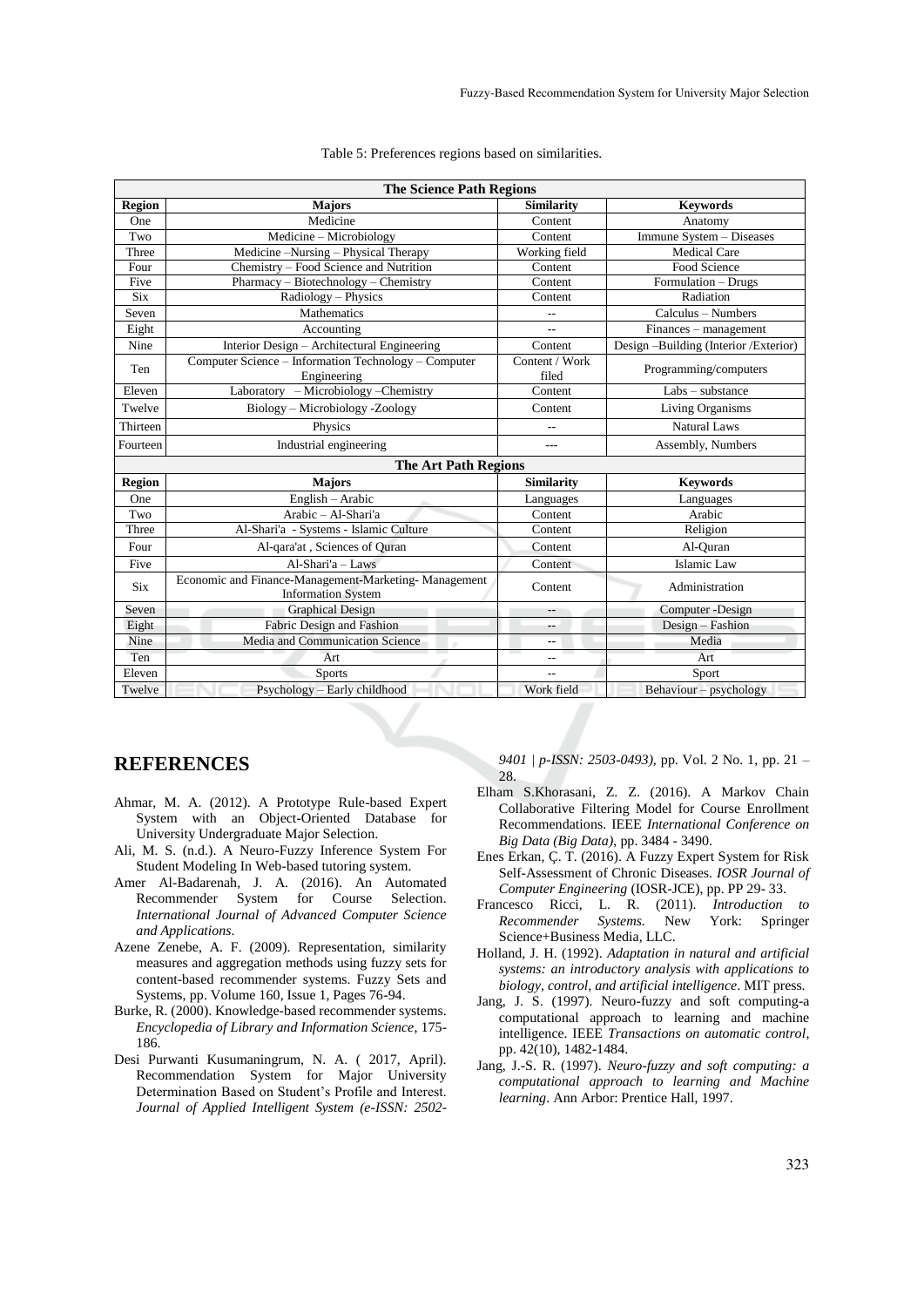Table 5: Preferences regions based on similarities.

| The Science Path Regions | | | |
|---|---|---|---|
| **Region** | **Majors** | **Similarity** | **Keywords** |
| One | Medicine | Content | Anatomy |
| Two | Medicine – Microbiology | Content | Immune System – Diseases |
| Three | Medicine –Nursing – Physical Therapy | Working field | Medical Care |
| Four | Chemistry – Food Science and Nutrition | Content | Food Science |
| Five | Pharmacy – Biotechnology – Chemistry | Content | Formulation – Drugs |
| Six | Radiology – Physics | Content | Radiation |
| Seven | Mathematics | -- | Calculus – Numbers |
| Eight | Accounting | -- | Finances – management |
| Nine | Interior Design – Architectural Engineering | Content | Design –Building (Interior /Exterior) |
| Ten | Computer Science – Information Technology – Computer Engineering | Content / Work filed | Programming/computers |
| Eleven | Laboratory – Microbiology –Chemistry | Content | Labs – substance |
| Twelve | Biology – Microbiology -Zoology | Content | Living Organisms |
| Thirteen | Physics | -- | Natural Laws |
| Fourteen | Industrial engineering | --- | Assembly, Numbers |
| **The Art Path Regions** | | | |
| **Region** | **Majors** | **Similarity** | **Keywords** |
| One | English – Arabic | Languages | Languages |
| Two | Arabic – Al-Shari'a | Content | Arabic |
| Three | Al-Shari'a - Systems - Islamic Culture | Content | Religion |
| Four | Al-qara'at , Sciences of Quran | Content | Al-Quran |
| Five | Al-Shari'a – Laws | Content | Islamic Law |
| Six | Economic and Finance-Management-Marketing- Management Information System | Content | Administration |
| Seven | Graphical Design | -- | Computer -Design |
| Eight | Fabric Design and Fashion | -- | Design – Fashion |
| Nine | Media and Communication Science | -- | Media |
| Ten | Art | -- | Art |
| Eleven | Sports | -- | Sport |
| Twelve | Psychology – Early childhood | Work field | Behaviour – psychology |

## REFERENCES

Ahmar, M. A. (2012). A Prototype Rule-based Expert System with an Object-Oriented Database for University Undergraduate Major Selection.

Ali, M. S. (n.d.). A Neuro-Fuzzy Inference System For Student Modeling In Web-based tutoring system.

Amer Al-Badarenah, J. A. (2016). An Automated Recommender System for Course Selection. *International Journal of Advanced Computer Science and Applications*.

Azene Zenebe, A. F. (2009). Representation, similarity measures and aggregation methods using fuzzy sets for content-based recommender systems. Fuzzy Sets and Systems, pp. Volume 160, Issue 1, Pages 76-94.

Burke, R. (2000). Knowledge-based recommender systems. *Encyclopedia of Library and Information Science*, 175-186.

Desi Purwanti Kusumaningrum, N. A. ( 2017, April). Recommendation System for Major University Determination Based on Student's Profile and Interest. *Journal of Applied Intelligent System (e-ISSN: 2502-9401 | p-ISSN: 2503-0493)*, pp. Vol. 2 No. 1, pp. 21 – 28.

Elham S.Khorasani, Z. Z. (2016). A Markov Chain Collaborative Filtering Model for Course Enrollment Recommendations. IEEE *International Conference on Big Data (Big Data)*, pp. 3484 - 3490.

Enes Erkan, Ç. T. (2016). A Fuzzy Expert System for Risk Self-Assessment of Chronic Diseases. *IOSR Journal of Computer Engineering* (IOSR-JCE), pp. PP 29- 33.

Francesco Ricci, L. R. (2011). *Introduction to Recommender Systems*. New York: Springer Science+Business Media, LLC.

Holland, J. H. (1992). *Adaptation in natural and artificial systems: an introductory analysis with applications to biology, control, and artificial intelligence*. MIT press.

Jang, J. S. (1997). Neuro-fuzzy and soft computing-a computational approach to learning and machine intelligence. IEEE *Transactions on automatic control*, pp. 42(10), 1482-1484.

Jang, J.-S. R. (1997). *Neuro-fuzzy and soft computing: a computational approach to learning and Machine learning*. Ann Arbor: Prentice Hall, 1997.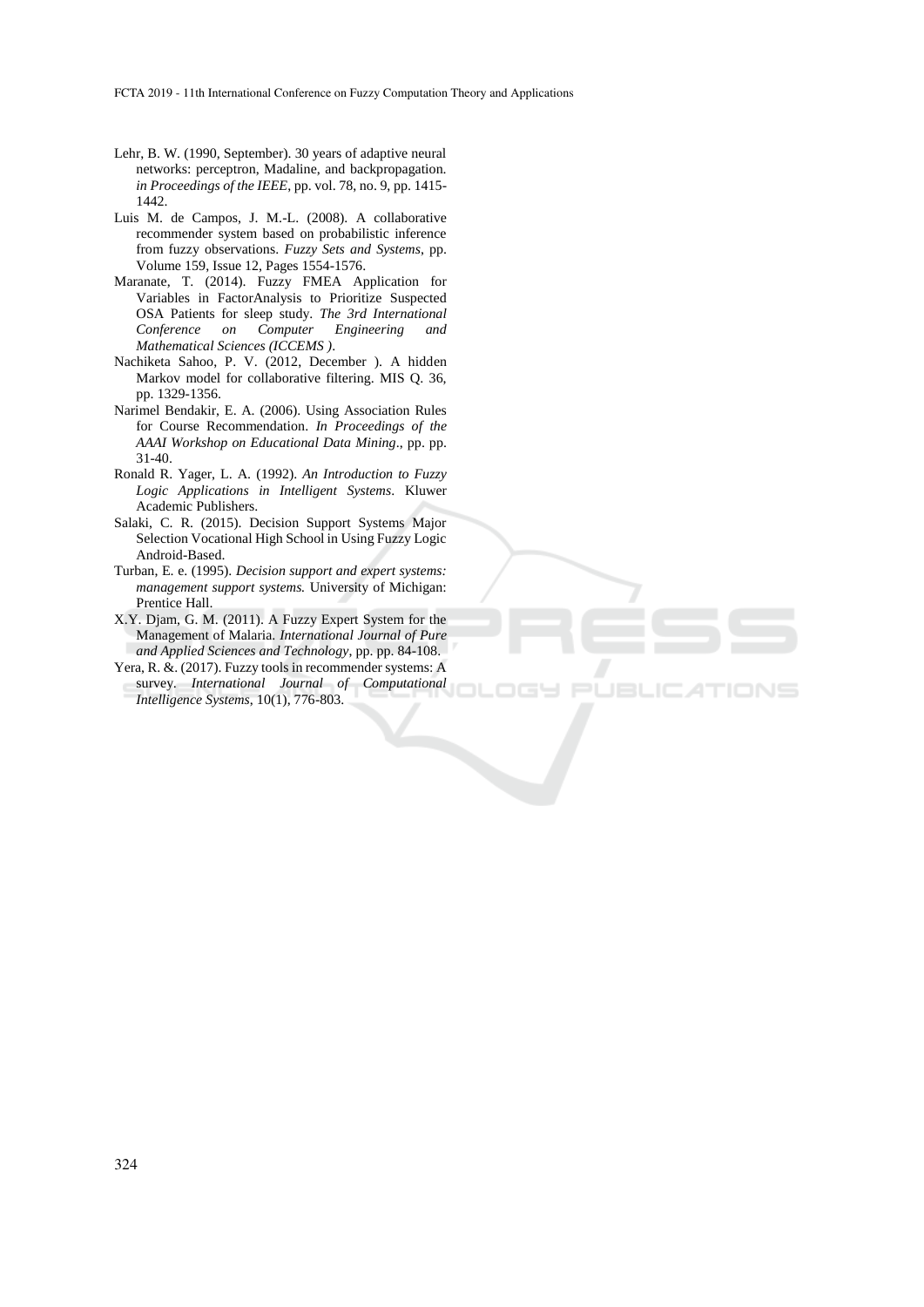Lehr, B. W. (1990, September). 30 years of adaptive neural networks: perceptron, Madaline, and backpropagation. *in Proceedings of the IEEE*, pp. vol. 78, no. 9, pp. 1415-1442.

Luis M. de Campos, J. M.-L. (2008). A collaborative recommender system based on probabilistic inference from fuzzy observations. *Fuzzy Sets and Systems*, pp. Volume 159, Issue 12, Pages 1554-1576.

Maranate, T. (2014). Fuzzy FMEA Application for Variables in FactorAnalysis to Prioritize Suspected OSA Patients for sleep study. *The 3rd International Conference on Computer Engineering and Mathematical Sciences (ICCEMS )*.

Nachiketa Sahoo, P. V. (2012, December ). A hidden Markov model for collaborative filtering. MIS Q. 36, pp. 1329-1356.

Narimel Bendakir, E. A. (2006). Using Association Rules for Course Recommendation. *In Proceedings of the AAAI Workshop on Educational Data Mining*., pp. pp. 31-40.

Ronald R. Yager, L. A. (1992). *An Introduction to Fuzzy Logic Applications in Intelligent Systems*. Kluwer Academic Publishers.

Salaki, C. R. (2015). Decision Support Systems Major Selection Vocational High School in Using Fuzzy Logic Android-Based.

Turban, E. e. (1995). *Decision support and expert systems: management support systems.* University of Michigan: Prentice Hall.

X.Y. Djam, G. M. (2011). A Fuzzy Expert System for the Management of Malaria. *International Journal of Pure and Applied Sciences and Technology*, pp. pp. 84-108.

Yera, R. &. (2017). Fuzzy tools in recommender systems: A survey. *International Journal of Computational Intelligence Systems*, 10(1), 776-803.